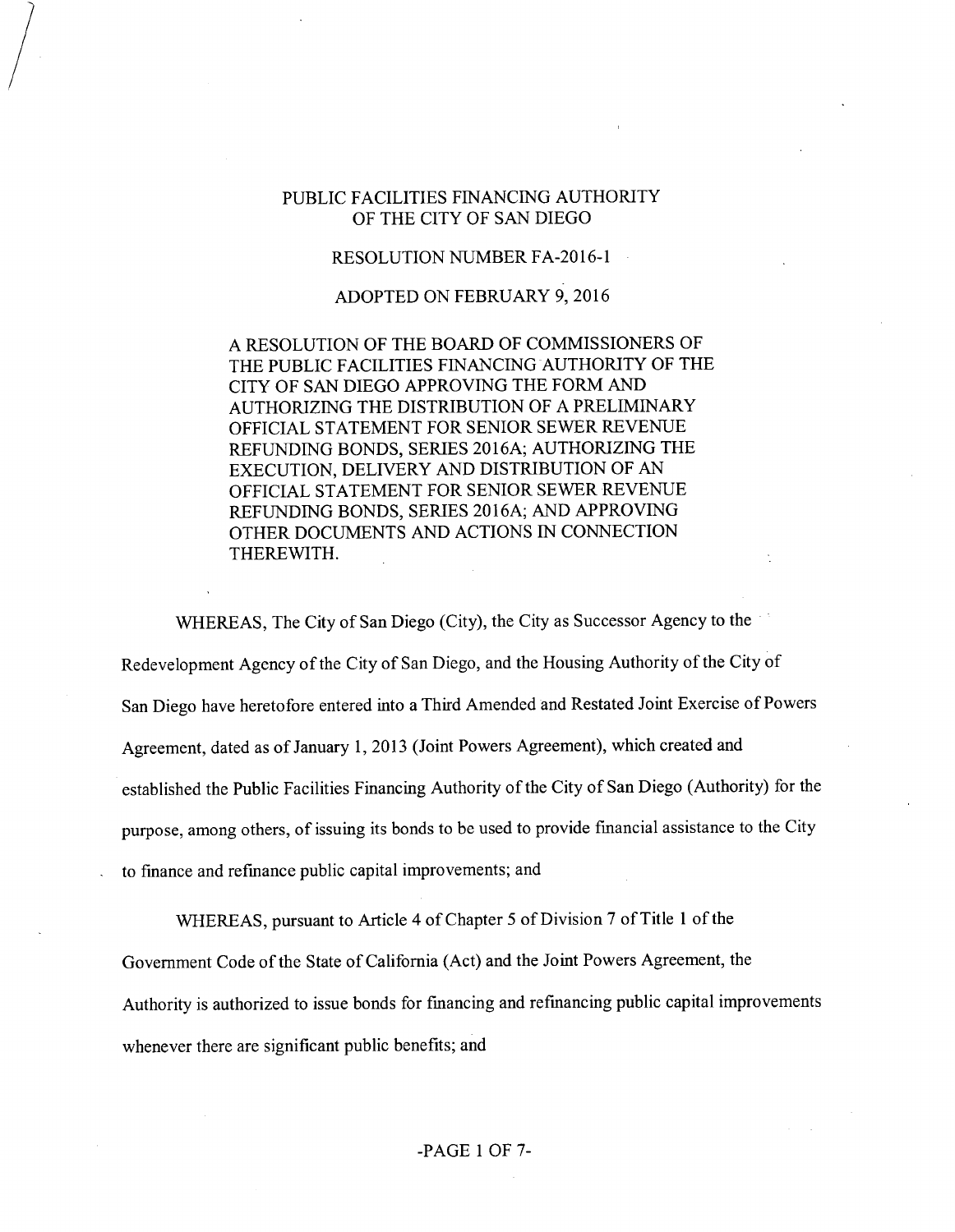# PUBLIC FACILITIES FINANCING AUTHORITY OF THE CITY OF SAN DIEGO

## RESOLUTION NUMBER FA-2016-1

## ADOPTED ON FEBRUARY 9, 2016

A RESOLUTION OF THE BOARD OF COMMISSIONERS OF THE PUBLIC FACILITIES FINANCING AUTHORITY OF THE CITY OF SAN DIEGO APPROVING THE FORM AND AUTHORIZING THE DISTRIBUTION OF A PRELIMINARY OFFICIAL STATEMENT FOR SENIOR SEWER REVENUE REFUNDING BONDS, SERIES 2016A; AUTHORIZING THE EXECUTION, DELIVERY AND DISTRIBUTION OF AN OFFICIAL STATEMENT FOR SENIOR SEWER REVENUE REFUNDING BONDS, SERIES 2016A; AND APPROVING OTHER DOCUMENTS AND ACTIONS IN CONNECTION THEREWITH.

WHEREAS, The City of San Diego (City), the City as Successor Agency to the Redevelopment Agency of the City of San Diego, and the Housing Authority of the City of San Diego have heretofore entered into a Third Amended and Restated Joint Exercise of Powers Agreement, dated as of January 1, 2013 (Joint Powers Agreement), which created and established the Public Facilities Financing Authority of the City of San Diego (Authority) for the purpose, among others, of issuing its bonds to be used to provide financial assistance to the City to finance and refinance public capital improvements; and

WHEREAS, pursuant to Article 4 of Chapter 5 of Division 7 of Title 1 of the Government Code of the State of California (Act) and the Joint Powers Agreement, the Authority is authorized to issue bonds for financing and refinancing public capital improvements whenever there are significant public benefits; and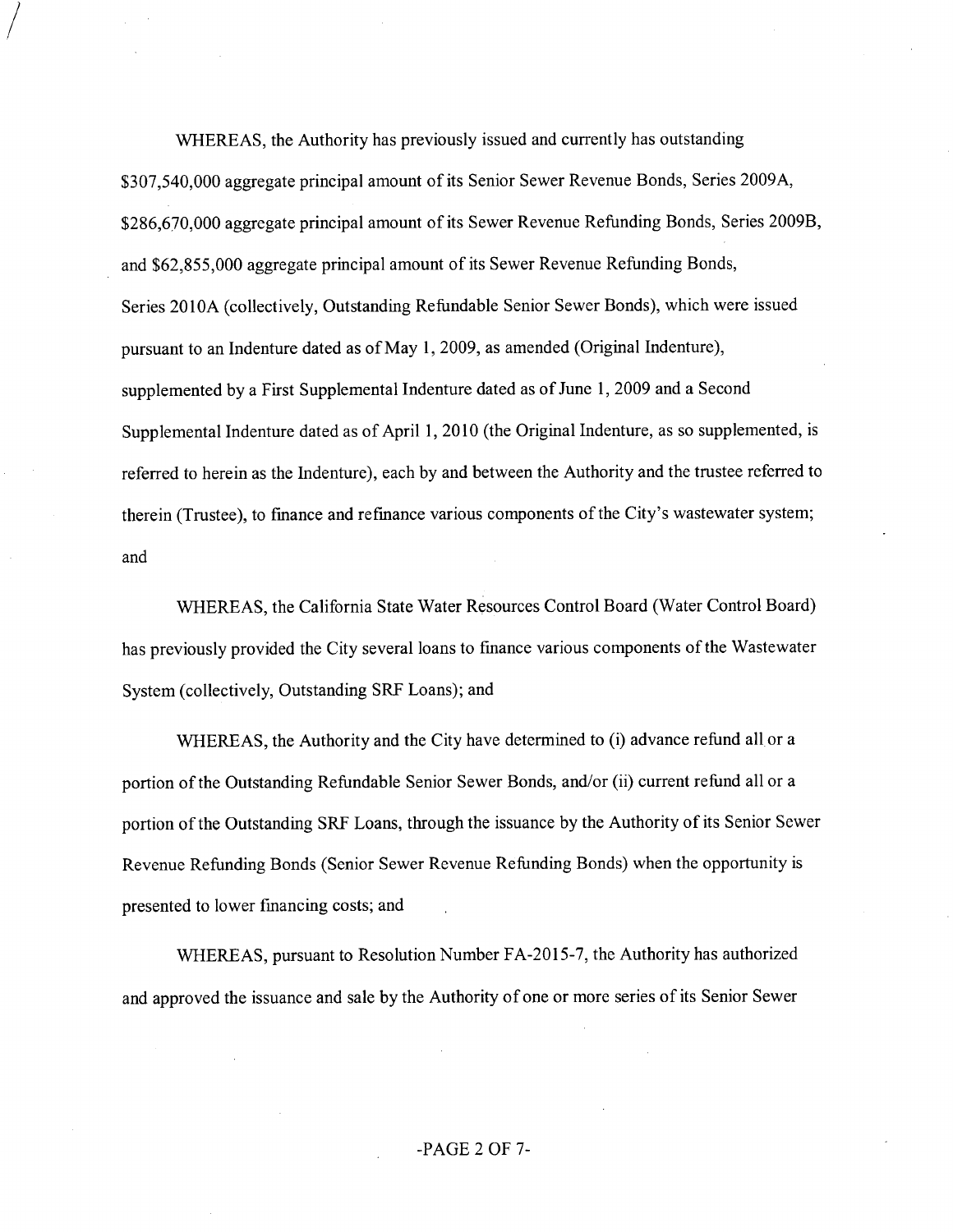WHEREAS, the Authority has previously issued and currently has outstanding $307,540,000 aggregate principal amount of its Senior Sewer Revenue Bonds, Series 2009A, $286,670,000 aggregate principal amount of its Sewer Revenue Refunding Bonds, Series 2009B, and $62,855,000 aggregate principal amount of its Sewer Revenue Refunding Bonds, Series 2010A (collectively, Outstanding Refundable Senior Sewer Bonds), which were issued pursuant to an Indenture dated as of May 1, 2009, as amended (Original Indenture), supplemented by a First Supplemental Indenture dated as of June 1, 2009 and a Second Supplemental Indenture dated as of April 1, 2010 (the Original Indenture, as so supplemented, is referred to herein as the Indenture), each by and between the Authority and the trustee referred to therein (Trustee), to finance and refinance various components of the City's wastewater system; and

WHEREAS, the California State Water Resources Control Board (Water Control Board) has previously provided the City several loans to finance various components of the Wastewater System (collectively, Outstanding SRF Loans); and

WHEREAS, the Authority and the City have determined to (i) advance refund all or a portion of the Outstanding Refundable Senior Sewer Bonds, and/or (ii) current refund all or a portion of the Outstanding SRF Loans, through the issuance by the Authority of its Senior Sewer Revenue Refunding Bonds (Senior Sewer Revenue Refunding Bonds) when the opportunity is presented to lower financing costs; and

WHEREAS, pursuant to Resolution Number FA-2015-7, the Authority has authorized and approved the issuance and sale by the Authority of one or more series of its Senior Sewer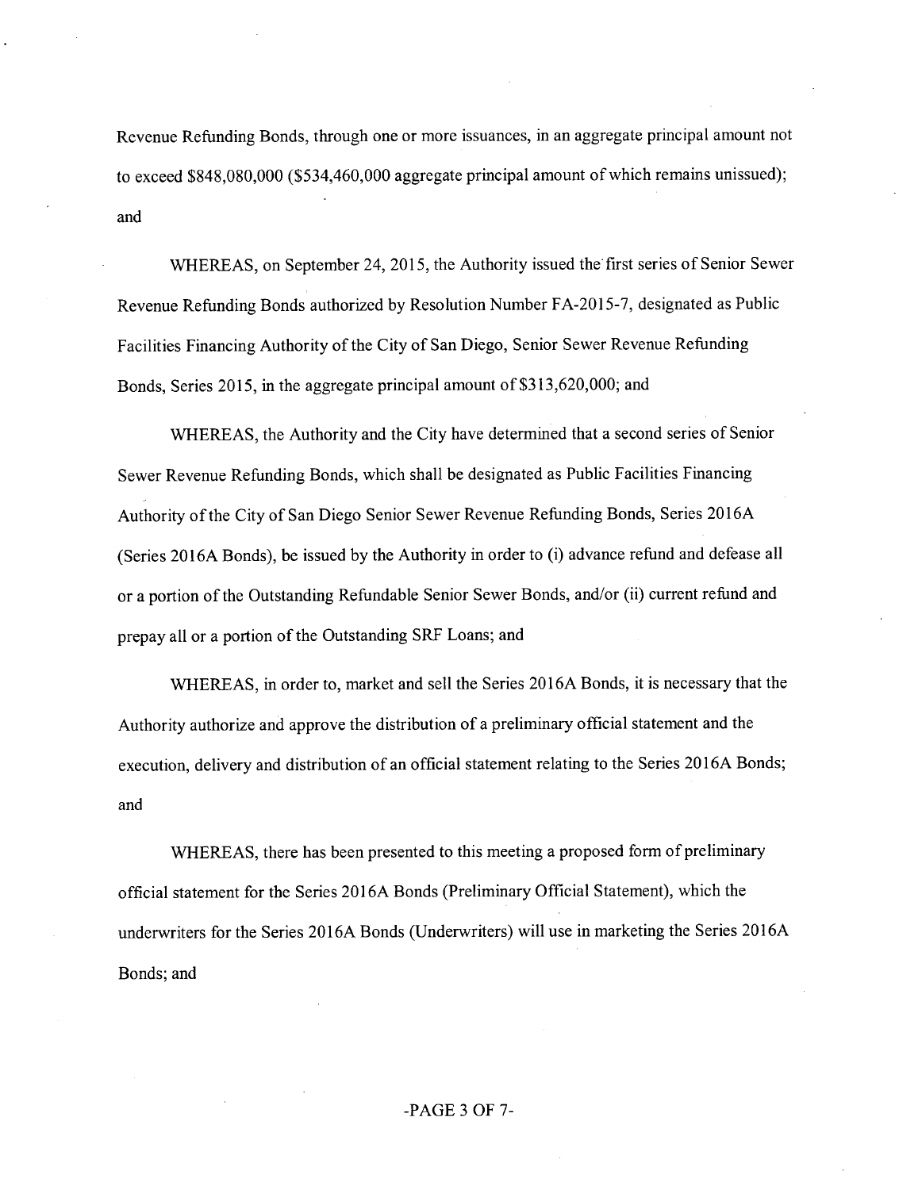Revenue Refunding Bonds, through one or more issuances, in an aggregate principal amount not to exceed $848,080,000 ($534,460,000 aggregate principal amount of which remains unissued); and

WHEREAS, on September 24, 2015, the Authority issued the first series of Senior Sewer Revenue Refunding Bonds authorized by Resolution Number FA-2015-7, designated as Public Facilities Financing Authority of the City of San Diego, Senior Sewer Revenue Refunding Bonds, Series 2015, in the aggregate principal amount of $313,620,000; and

WHEREAS, the Authority and the City have determined that a second series of Senior Sewer Revenue Refunding Bonds, which shall be designated as Public Facilities Financing Authority of the City of San Diego Senior Sewer Revenue Refunding Bonds, Series 2016A (Series 2016A Bonds), be issued by the Authority in order to (i) advance refund and defease all or a portion of the Outstanding Refundable Senior Sewer Bonds, and/or (ii) current refund and prepay all or a portion of the Outstanding SRF Loans; and

WHEREAS, in order to, market and sell the Series 2016A Bonds, it is necessary that the Authority authorize and approve the distribution of a preliminary official statement and the execution, delivery and distribution of an official statement relating to the Series 2016A Bonds; and

WHEREAS, there has been presented to this meeting a proposed form of preliminary official statement for the Series 2016A Bonds (Preliminary Official Statement), which the underwriters for the Series 2016A Bonds (Underwriters) will use in marketing the Series 2016A Bonds; and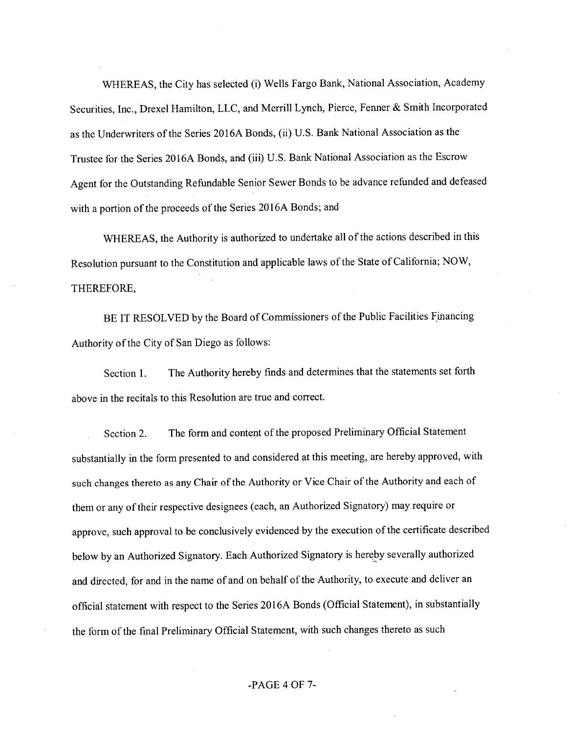WHEREAS, the City has selected (i) Wells Fargo Bank, National Association, Academy Securities, Inc., Drexel Hamilton, LLC, and Merrill Lynch, Pierce, Fenner & Smith Incorporated as the Underwriters of the Series 2016A Bonds, (ii) U.S. Bank National Association as the Trustee for the Series 2016A Bonds, and (iii) U.S. Bank National Association as the Escrow Agent for the Outstanding Refundable Senior Sewer Bonds to be advance refunded and defeased with a portion of the proceeds of the Series 2016A Bonds; and

WHEREAS, the Authority is authorized to undertake all of the actions described in this Resolution pursuant to the Constitution and applicable laws of the State of California; NOW, THEREFORE,

BE IT RESOLVED by the Board of Commissioners of the Public Facilities Financing Authority of the City of San Diego as follows:

Section 1. The Authority hereby finds and determines that the statements set forth above in the recitals to this Resolution are true and correct.

Section 2. The form and content of the proposed Preliminary Official Statement substantially in the form presented to and considered at this meeting, are hereby approved, with such changes thereto as any Chair of the Authority or Vice Chair of the Authority and each of them or any of their respective designees (each, an Authorized Signatory) may require or approve, such approval to be conclusively evidenced by the execution of the certificate described below by an Authorized Signatory. Each Authorized Signatory is hereby severally authorized and directed, for and in the name of and on behalf of the Authority, to execute and deliver an official statement with respect to the Series 2016A Bonds (Official Statement), in substantially the form of the final Preliminary Official Statement, with such changes thereto as such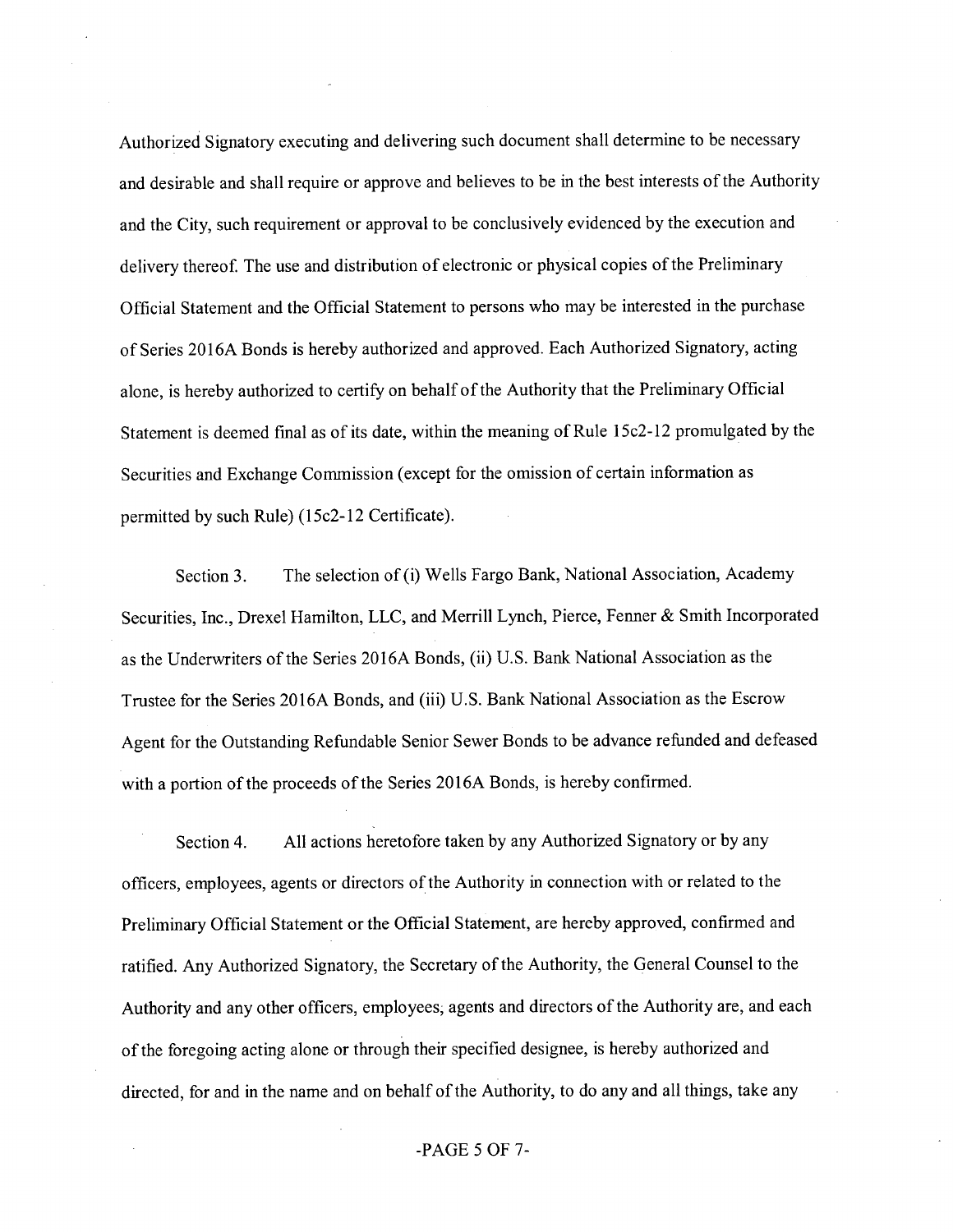Authorized Signatory executing and delivering such document shall determine to be necessary and desirable and shall require or approve and believes to be in the best interests of the Authority and the City, such requirement or approval to be conclusively evidenced by the execution and delivery thereof. The use and distribution of electronic or physical copies of the Preliminary Official Statement and the Official Statement to persons who may be interested in the purchase of Series 2016A Bonds is hereby authorized and approved. Each Authorized Signatory, acting alone, is hereby authorized to certify on behalf of the Authority that the Preliminary Official Statement is deemed final as of its date, within the meaning of Rule 15c2-12 promulgated by the Securities and Exchange Commission (except for the omission of certain information as permitted by such Rule) (15c2-12 Certificate).

Section 3. The selection of (i) Wells Fargo Bank, National Association, Academy Securities, Inc., Drexel Hamilton, LLC, and Merrill Lynch, Pierce, Fenner & Smith Incorporated as the Underwriters of the Series 2016A Bonds, (ii) U.S. Bank National Association as the Trustee for the Series 2016A Bonds, and (iii) U.S. Bank National Association as the Escrow Agent for the Outstanding Refundable Senior Sewer Bonds to be advance refunded and defeased with a portion of the proceeds of the Series 2016A Bonds, is hereby confirmed.

Section 4. All actions heretofore taken by any Authorized Signatory or by any officers, employees, agents or directors of the Authority in connection with or related to the Preliminary Official Statement or the Official Statement, are hereby approved, confirmed and ratified. Any Authorized Signatory, the Secretary of the Authority, the General Counsel to the Authority and any other officers, employees, agents and directors of the Authority are, and each of the foregoing acting alone or through their specified designee, is hereby authorized and directed, for and in the name and on behalf of the Authority, to do any and all things, take any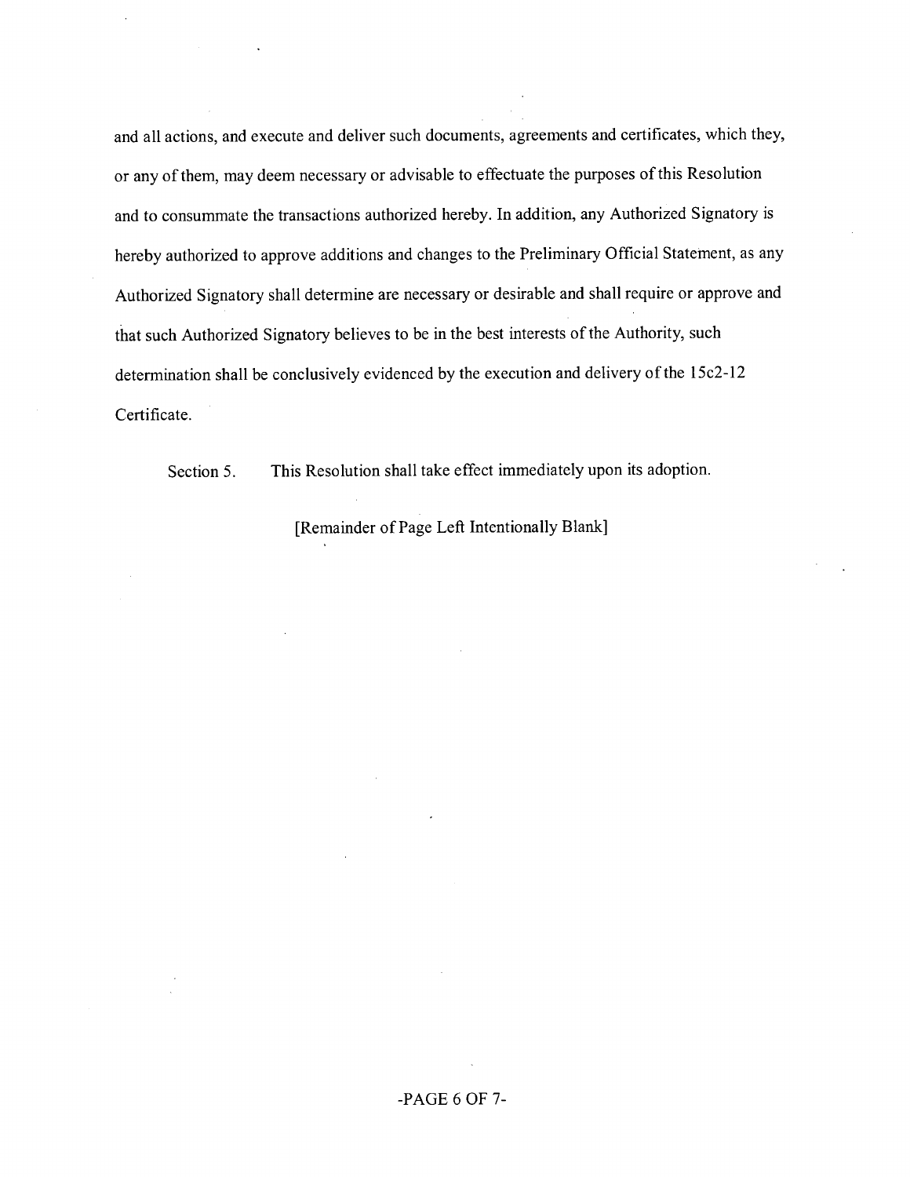and all actions, and execute and deliver such documents, agreements and certificates, which they, or any of them, may deem necessary or advisable to effectuate the purposes of this Resolution and to consummate the transactions authorized hereby. In addition, any Authorized Signatory is hereby authorized to approve additions and changes to the Preliminary Official Statement, as any Authorized Signatory shall determine are necessary or desirable and shall require or approve and that such Authorized Signatory believes to be in the best interests of the Authority, such determination shall be conclusively evidenced by the execution and delivery of the 15c2-12 Certificate.

Section 5. This Resolution shall take effect immediately upon its adoption.

[Remainder of Page Left Intentionally Blank]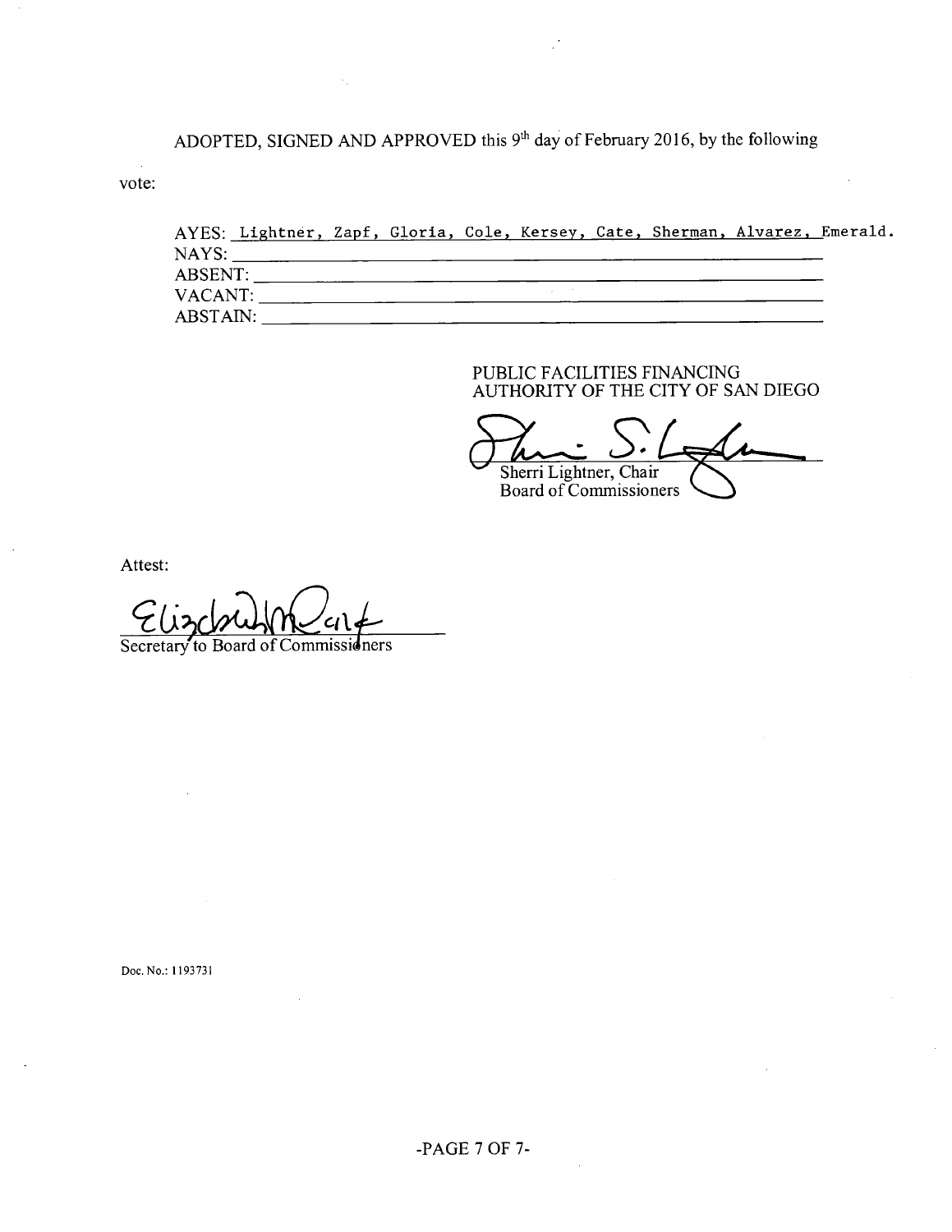ADOPTED, SIGNED AND APPROVED this 9th day of February 2016, by the following vote:

AYES: Lightner, Zapf, Gloria, Cole, Kersey, Cate, Sherman, Alvarez, Emerald.
NAYS: \_\_\_\_\_\_\_\_\_\_
ABSENT: \_\_\_\_\_\_\_\_\_\_
VACANT: \_\_\_\_\_\_\_\_\_\_
ABSTAIN: \_\_\_\_\_\_\_\_\_\_

PUBLIC FACILITIES FINANCING AUTHORITY OF THE CITY OF SAN DIEGO

Sherri Lightner, Chair
Board of Commissioners

Attest:

Secretary to Board of Commissioners

Doc. No.: 1193731